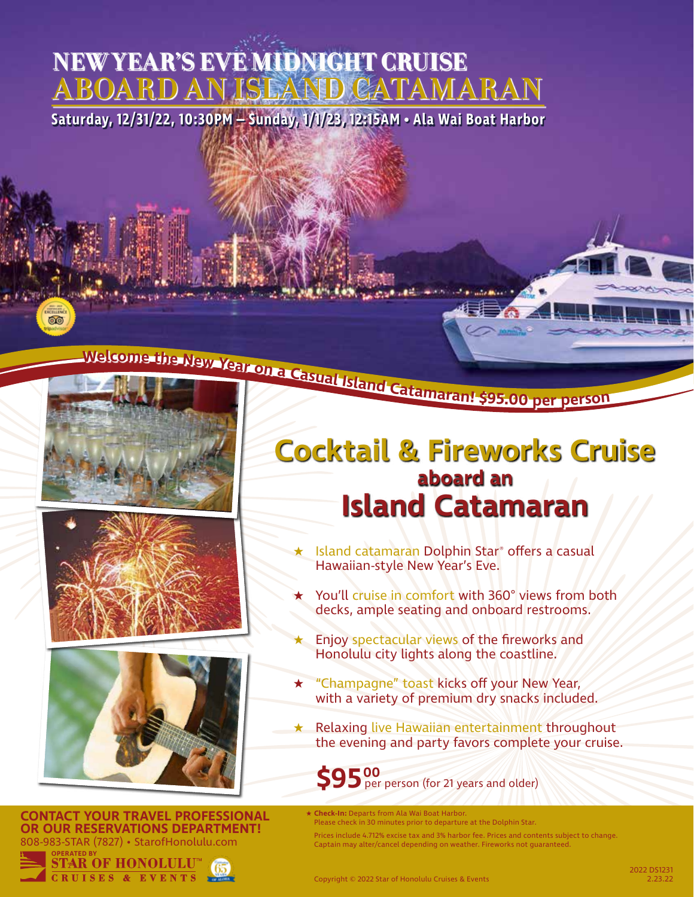# NEW YEAR'S EVE MIDNIGHT CRUISE
# ABOARD AN ISLAND CATAMARAN

**Saturday, 12/31/22, 10:30PM – Sunday, 1/1/23, 12:15AM • Ala Wai Boat Harbor**

**Welcome the New Year on a Casual Island Catamaran! $95.00 per person**

## Cocktail & Fireworks Cruise
### aboard an
## Island Catamaran

- ★ Island catamaran Dolphin Star® offers a casual Hawaiian-style New Year's Eve.
- ★ You'll cruise in comfort with 360° views from both decks, ample seating and onboard restrooms.
- ★ Enjoy spectacular views of the fireworks and Honolulu city lights along the coastline.
- ★ "Champagne" toast kicks off your New Year, with a variety of premium dry snacks included.
- ★ Relaxing live Hawaiian entertainment throughout the evening and party favors complete your cruise.

**$95.00** per person (for 21 years and older)

★ **Check-In:** Departs from Ala Wai Boat Harbor. Please check in 30 minutes prior to departure at the Dolphin Star.

Prices include 4.712% excise tax and 3% harbor fee. Prices and contents subject to change. Captain may alter/cancel depending on weather. Fireworks not guaranteed.

**CONTACT YOUR TRAVEL PROFESSIONAL OR OUR RESERVATIONS DEPARTMENT!**

808-983-STAR (7827) • StarofHonolulu.com

OPERATED BY STAR OF HONOLULU™ CRUISES & EVENTS

Copyright © 2022 Star of Honolulu Cruises & Events

2022 DS1231
2.23.22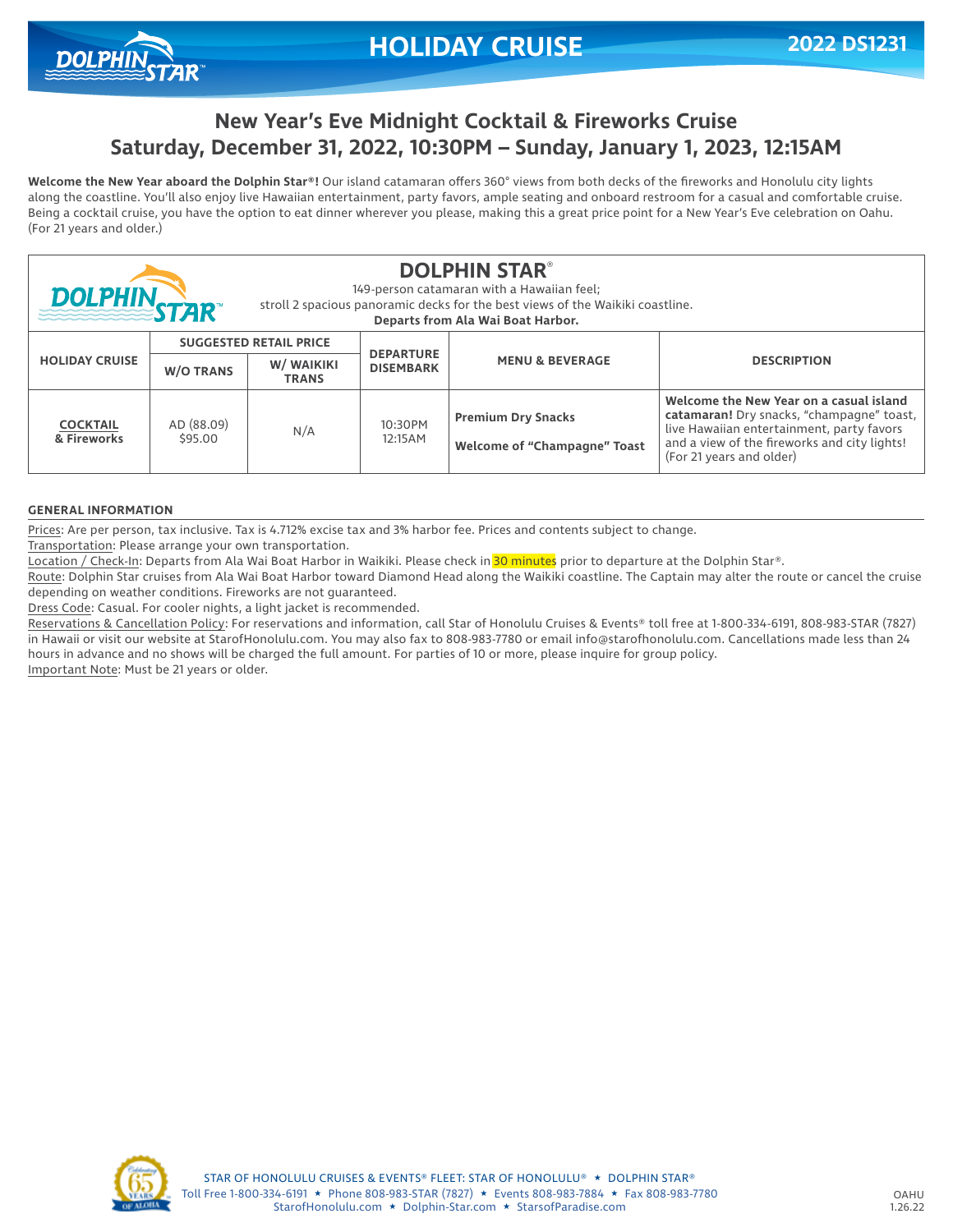# HOLIDAY CRUISE

2022 DS1231

## New Year's Eve Midnight Cocktail & Fireworks Cruise
## Saturday, December 31, 2022, 10:30PM – Sunday, January 1, 2023, 12:15AM

**Welcome the New Year aboard the Dolphin Star®!** Our island catamaran offers 360° views from both decks of the fireworks and Honolulu city lights along the coastline. You'll also enjoy live Hawaiian entertainment, party favors, ample seating and onboard restroom for a casual and comfortable cruise. Being a cocktail cruise, you have the option to eat dinner wherever you please, making this a great price point for a New Year's Eve celebration on Oahu. (For 21 years and older.)

**DOLPHIN STAR®**
149-person catamaran with a Hawaiian feel;
stroll 2 spacious panoramic decks for the best views of the Waikiki coastline.
**Departs from Ala Wai Boat Harbor.**

| HOLIDAY CRUISE | SUGGESTED RETAIL PRICE | | DEPARTURE DISEMBARK | MENU & BEVERAGE | DESCRIPTION |
|---|---|---|---|---|---|
| | W/O TRANS | W/ WAIKIKI TRANS | | | |
| **COCKTAIL & Fireworks** | AD (88.09) $95.00 | N/A | 10:30PM 12:15AM | **Premium Dry Snacks** **Welcome of "Champagne" Toast** | **Welcome the New Year on a casual island catamaran!** Dry snacks, "champagne" toast, live Hawaiian entertainment, party favors and a view of the fireworks and city lights! (For 21 years and older) |

### GENERAL INFORMATION

Prices: Are per person, tax inclusive. Tax is 4.712% excise tax and 3% harbor fee. Prices and contents subject to change.
Transportation: Please arrange your own transportation.
Location / Check-In: Departs from Ala Wai Boat Harbor in Waikiki. Please check in 30 minutes prior to departure at the Dolphin Star®.
Route: Dolphin Star cruises from Ala Wai Boat Harbor toward Diamond Head along the Waikiki coastline. The Captain may alter the route or cancel the cruise depending on weather conditions. Fireworks are not guaranteed.
Dress Code: Casual. For cooler nights, a light jacket is recommended.
Reservations & Cancellation Policy: For reservations and information, call Star of Honolulu Cruises & Events® toll free at 1-800-334-6191, 808-983-STAR (7827) in Hawaii or visit our website at StarofHonolulu.com. You may also fax to 808-983-7780 or email info@starofhonolulu.com. Cancellations made less than 24 hours in advance and no shows will be charged the full amount. For parties of 10 or more, please inquire for group policy.
Important Note: Must be 21 years or older.

STAR OF HONOLULU CRUISES & EVENTS® FLEET: STAR OF HONOLULU® ★ DOLPHIN STAR®
Toll Free 1-800-334-6191 ★ Phone 808-983-STAR (7827) ★ Events 808-983-7884 ★ Fax 808-983-7780
StarofHonolulu.com ★ Dolphin-Star.com ★ StarsofParadise.com

OAHU
1.26.22